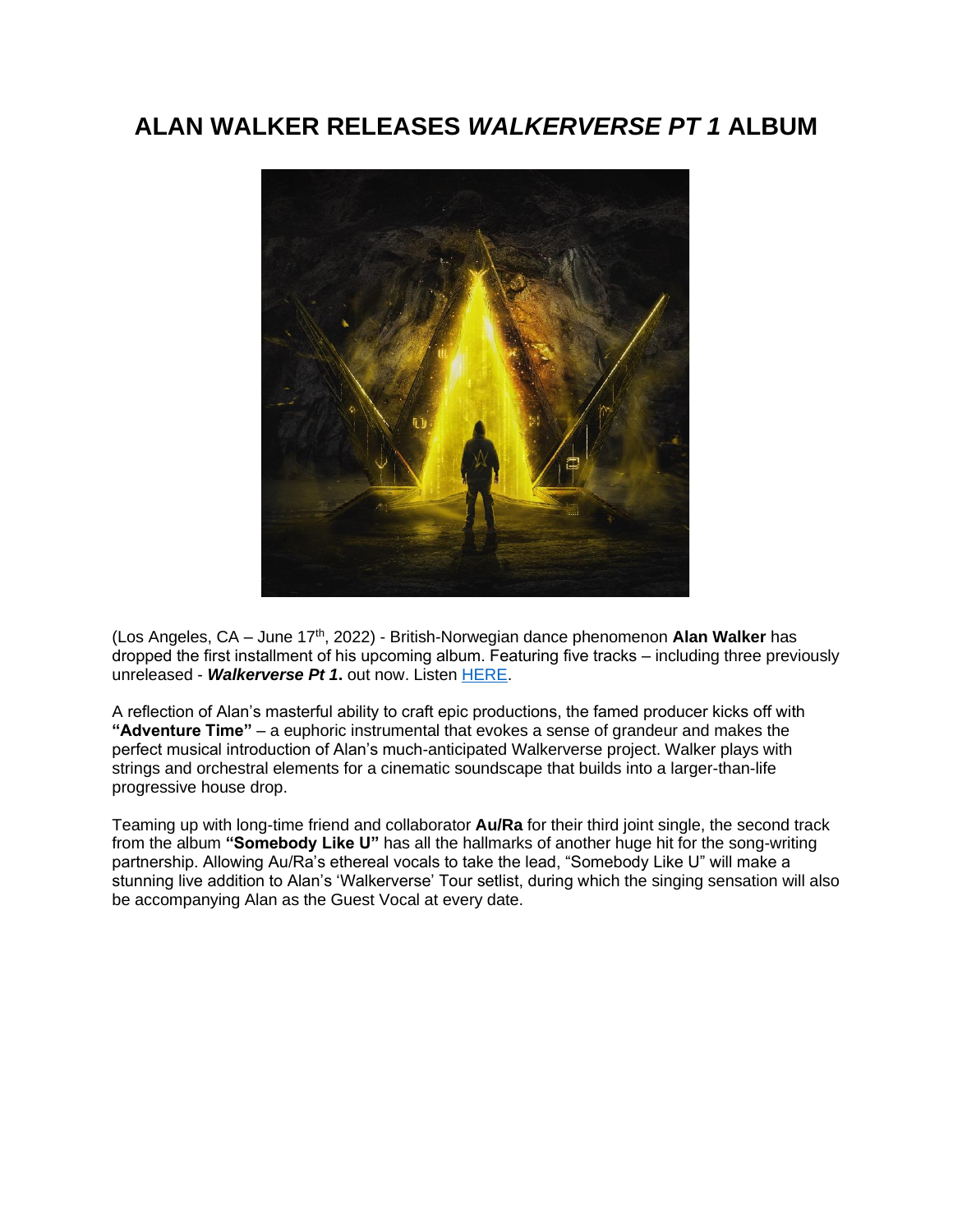# ALAN WALKER RELEASES *WALKERVERSE PT 1* ALBUM

(Los Angeles, CA – June 17th, 2022) - British-Norwegian dance phenomenon **Alan Walker** has dropped the first installment of his upcoming album. Featuring five tracks – including three previously unreleased - ***Walkerverse Pt 1*.** out now. Listen [HERE](#).

A reflection of Alan's masterful ability to craft epic productions, the famed producer kicks off with **"Adventure Time"** – a euphoric instrumental that evokes a sense of grandeur and makes the perfect musical introduction of Alan's much-anticipated Walkerverse project. Walker plays with strings and orchestral elements for a cinematic soundscape that builds into a larger-than-life progressive house drop.

Teaming up with long-time friend and collaborator **Au/Ra** for their third joint single, the second track from the album **"Somebody Like U"** has all the hallmarks of another huge hit for the song-writing partnership. Allowing Au/Ra's ethereal vocals to take the lead, "Somebody Like U" will make a stunning live addition to Alan's 'Walkerverse' Tour setlist, during which the singing sensation will also be accompanying Alan as the Guest Vocal at every date.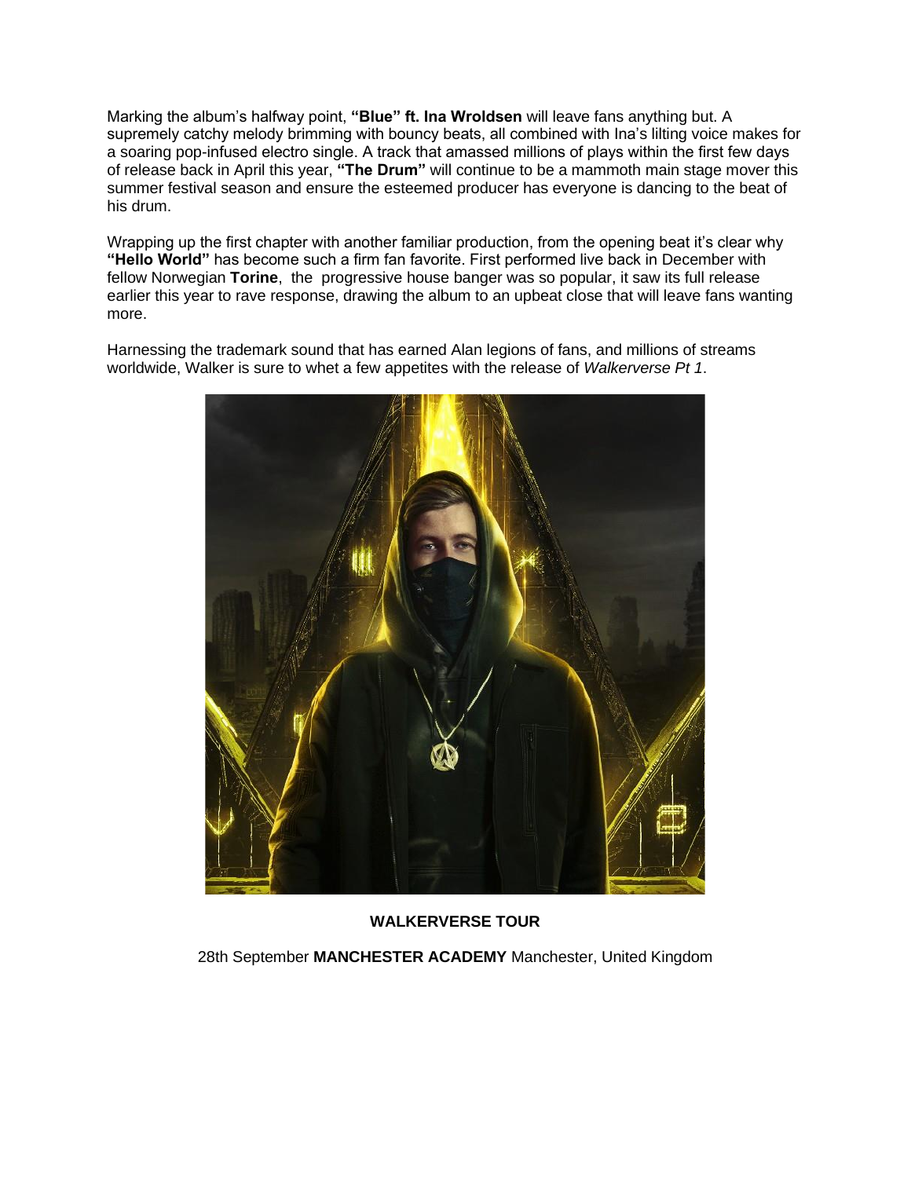Marking the album's halfway point, **"Blue" ft. Ina Wroldsen** will leave fans anything but. A supremely catchy melody brimming with bouncy beats, all combined with Ina's lilting voice makes for a soaring pop-infused electro single. A track that amassed millions of plays within the first few days of release back in April this year, **"The Drum"** will continue to be a mammoth main stage mover this summer festival season and ensure the esteemed producer has everyone is dancing to the beat of his drum.

Wrapping up the first chapter with another familiar production, from the opening beat it's clear why **"Hello World"** has become such a firm fan favorite. First performed live back in December with fellow Norwegian **Torine**, the progressive house banger was so popular, it saw its full release earlier this year to rave response, drawing the album to an upbeat close that will leave fans wanting more.

Harnessing the trademark sound that has earned Alan legions of fans, and millions of streams worldwide, Walker is sure to whet a few appetites with the release of *Walkerverse Pt 1*.

**WALKERVERSE TOUR**

28th September **MANCHESTER ACADEMY** Manchester, United Kingdom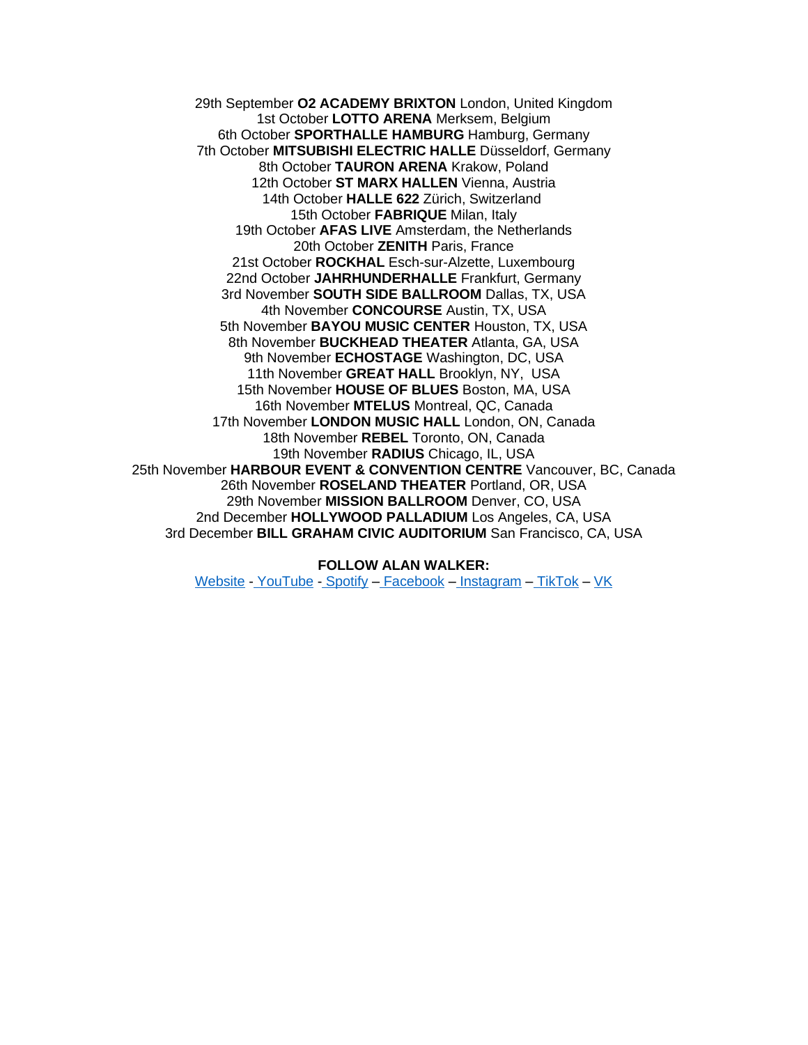29th September **O2 ACADEMY BRIXTON** London, United Kingdom
1st October **LOTTO ARENA** Merksem, Belgium
6th October **SPORTHALLE HAMBURG** Hamburg, Germany
7th October **MITSUBISHI ELECTRIC HALLE** Düsseldorf, Germany
8th October **TAURON ARENA** Krakow, Poland
12th October **ST MARX HALLEN** Vienna, Austria
14th October **HALLE 622** Zürich, Switzerland
15th October **FABRIQUE** Milan, Italy
19th October **AFAS LIVE** Amsterdam, the Netherlands
20th October **ZENITH** Paris, France
21st October **ROCKHAL** Esch-sur-Alzette, Luxembourg
22nd October **JAHRHUNDERHALLE** Frankfurt, Germany
3rd November **SOUTH SIDE BALLROOM** Dallas, TX, USA
4th November **CONCOURSE** Austin, TX, USA
5th November **BAYOU MUSIC CENTER** Houston, TX, USA
8th November **BUCKHEAD THEATER** Atlanta, GA, USA
9th November **ECHOSTAGE** Washington, DC, USA
11th November **GREAT HALL** Brooklyn, NY, USA
15th November **HOUSE OF BLUES** Boston, MA, USA
16th November **MTELUS** Montreal, QC, Canada
17th November **LONDON MUSIC HALL** London, ON, Canada
18th November **REBEL** Toronto, ON, Canada
19th November **RADIUS** Chicago, IL, USA
25th November **HARBOUR EVENT & CONVENTION CENTRE** Vancouver, BC, Canada
26th November **ROSELAND THEATER** Portland, OR, USA
29th November **MISSION BALLROOM** Denver, CO, USA
2nd December **HOLLYWOOD PALLADIUM** Los Angeles, CA, USA
3rd December **BILL GRAHAM CIVIC AUDITORIUM** San Francisco, CA, USA

**FOLLOW ALAN WALKER:**
Website - YouTube - Spotify – Facebook – Instagram – TikTok – VK